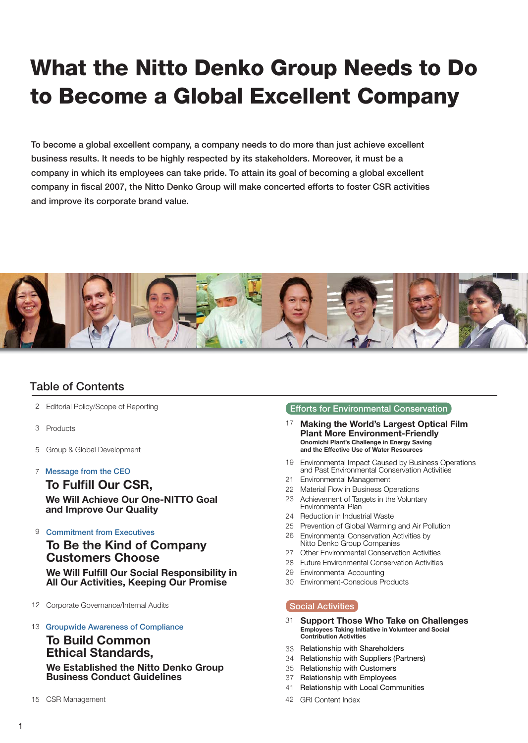# What the Nitto Denko Group Needs to Do to Become a Global Excellent Company

To become a global excellent company, a company needs to do more than just achieve excellent business results. It needs to be highly respected by its stakeholders. Moreover, it must be a company in which its employees can take pride. To attain its goal of becoming a global excellent company in fiscal 2007, the Nitto Denko Group will make concerted efforts to foster CSR activities and improve its corporate brand value.

## Table of Contents

2 Editorial Policy/Scope of Reporting

3 Products

5 Group & Global Development

7 Message from the CEO
**To Fulfill Our CSR,**
**We Will Achieve Our One-NITTO Goal and Improve Our Quality**

9 Commitment from Executives
**To Be the Kind of Company Customers Choose**
**We Will Fulfill Our Social Responsibility in All Our Activities, Keeping Our Promise**

12 Corporate Governance/Internal Audits

13 Groupwide Awareness of Compliance
**To Build Common Ethical Standards,**
**We Established the Nitto Denko Group Business Conduct Guidelines**

15 CSR Management

### Efforts for Environmental Conservation

17 **Making the World's Largest Optical Film Plant More Environment-Friendly**
**Onomichi Plant's Challenge in Energy Saving and the Effective Use of Water Resources**

19 Environmental Impact Caused by Business Operations and Past Environmental Conservation Activities

21 Environmental Management

22 Material Flow in Business Operations

23 Achievement of Targets in the Voluntary Environmental Plan

24 Reduction in Industrial Waste

25 Prevention of Global Warming and Air Pollution

26 Environmental Conservation Activities by Nitto Denko Group Companies

27 Other Environmental Conservation Activities

28 Future Environmental Conservation Activities

29 Environmental Accounting

30 Environment-Conscious Products

### Social Activities

31 **Support Those Who Take on Challenges**
**Employees Taking Initiative in Volunteer and Social Contribution Activities**

33 Relationship with Shareholders

34 Relationship with Suppliers (Partners)

35 Relationship with Customers

37 Relationship with Employees

41 Relationship with Local Communities

42 GRI Content Index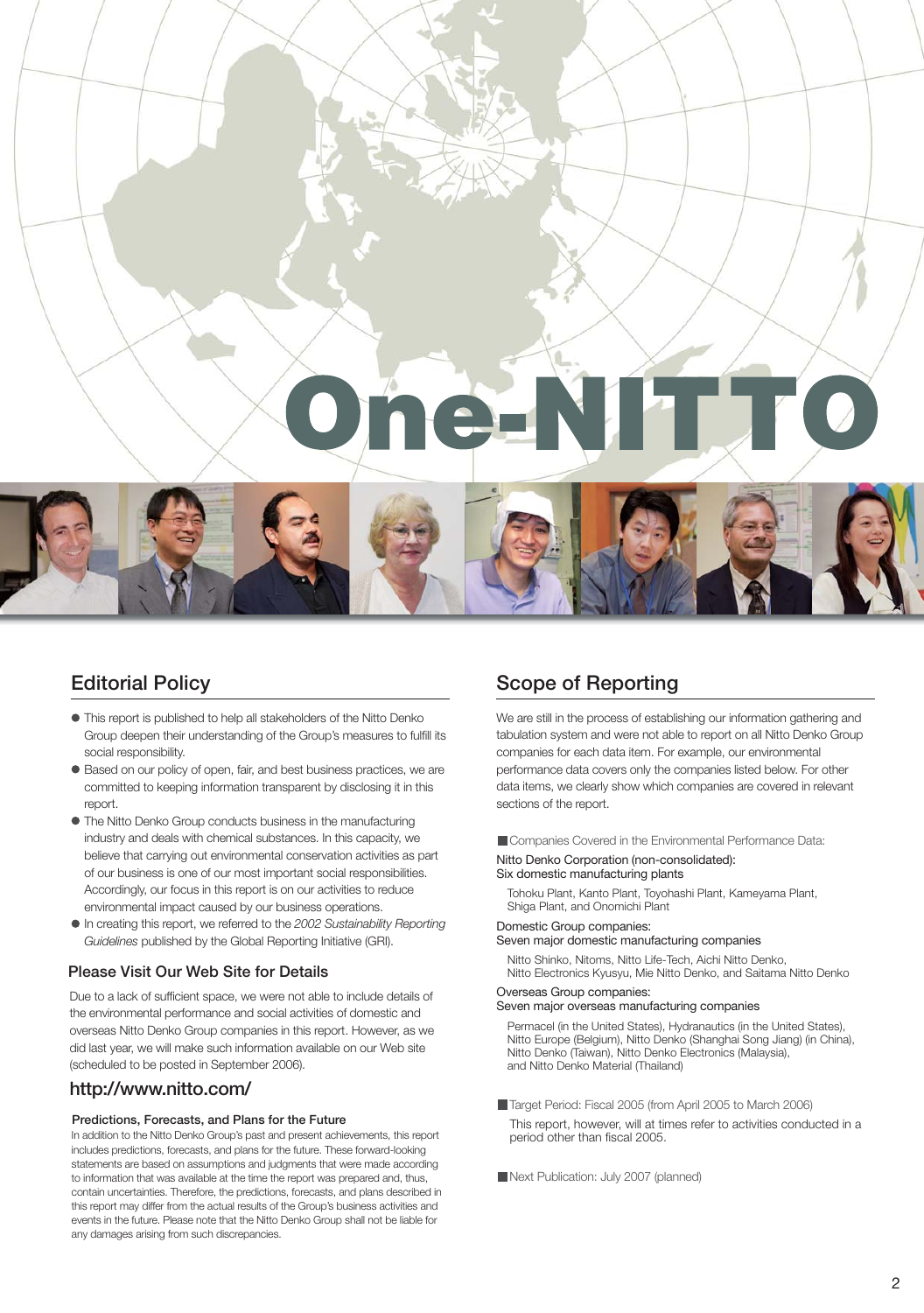# One-NITTO

## Editorial Policy

- This report is published to help all stakeholders of the Nitto Denko Group deepen their understanding of the Group's measures to fulfill its social responsibility.
- Based on our policy of open, fair, and best business practices, we are committed to keeping information transparent by disclosing it in this report.
- The Nitto Denko Group conducts business in the manufacturing industry and deals with chemical substances. In this capacity, we believe that carrying out environmental conservation activities as part of our business is one of our most important social responsibilities. Accordingly, our focus in this report is on our activities to reduce environmental impact caused by our business operations.
- In creating this report, we referred to the *2002 Sustainability Reporting Guidelines* published by the Global Reporting Initiative (GRI).

### Please Visit Our Web Site for Details

Due to a lack of sufficient space, we were not able to include details of the environmental performance and social activities of domestic and overseas Nitto Denko Group companies in this report. However, as we did last year, we will make such information available on our Web site (scheduled to be posted in September 2006).

## http://www.nitto.com/

#### Predictions, Forecasts, and Plans for the Future

In addition to the Nitto Denko Group's past and present achievements, this report includes predictions, forecasts, and plans for the future. These forward-looking statements are based on assumptions and judgments that were made according to information that was available at the time the report was prepared and, thus, contain uncertainties. Therefore, the predictions, forecasts, and plans described in this report may differ from the actual results of the Group's business activities and events in the future. Please note that the Nitto Denko Group shall not be liable for any damages arising from such discrepancies.

## Scope of Reporting

We are still in the process of establishing our information gathering and tabulation system and were not able to report on all Nitto Denko Group companies for each data item. For example, our environmental performance data covers only the companies listed below. For other data items, we clearly show which companies are covered in relevant sections of the report.

■ Companies Covered in the Environmental Performance Data:

Nitto Denko Corporation (non-consolidated):
Six domestic manufacturing plants

Tohoku Plant, Kanto Plant, Toyohashi Plant, Kameyama Plant, Shiga Plant, and Onomichi Plant

Domestic Group companies:
Seven major domestic manufacturing companies

Nitto Shinko, Nitoms, Nitto Life-Tech, Aichi Nitto Denko, Nitto Electronics Kyusyu, Mie Nitto Denko, and Saitama Nitto Denko

Overseas Group companies:
Seven major overseas manufacturing companies

Permacel (in the United States), Hydranautics (in the United States), Nitto Europe (Belgium), Nitto Denko (Shanghai Song Jiang) (in China), Nitto Denko (Taiwan), Nitto Denko Electronics (Malaysia), and Nitto Denko Material (Thailand)

■ Target Period: Fiscal 2005 (from April 2005 to March 2006)

This report, however, will at times refer to activities conducted in a period other than fiscal 2005.

■ Next Publication: July 2007 (planned)